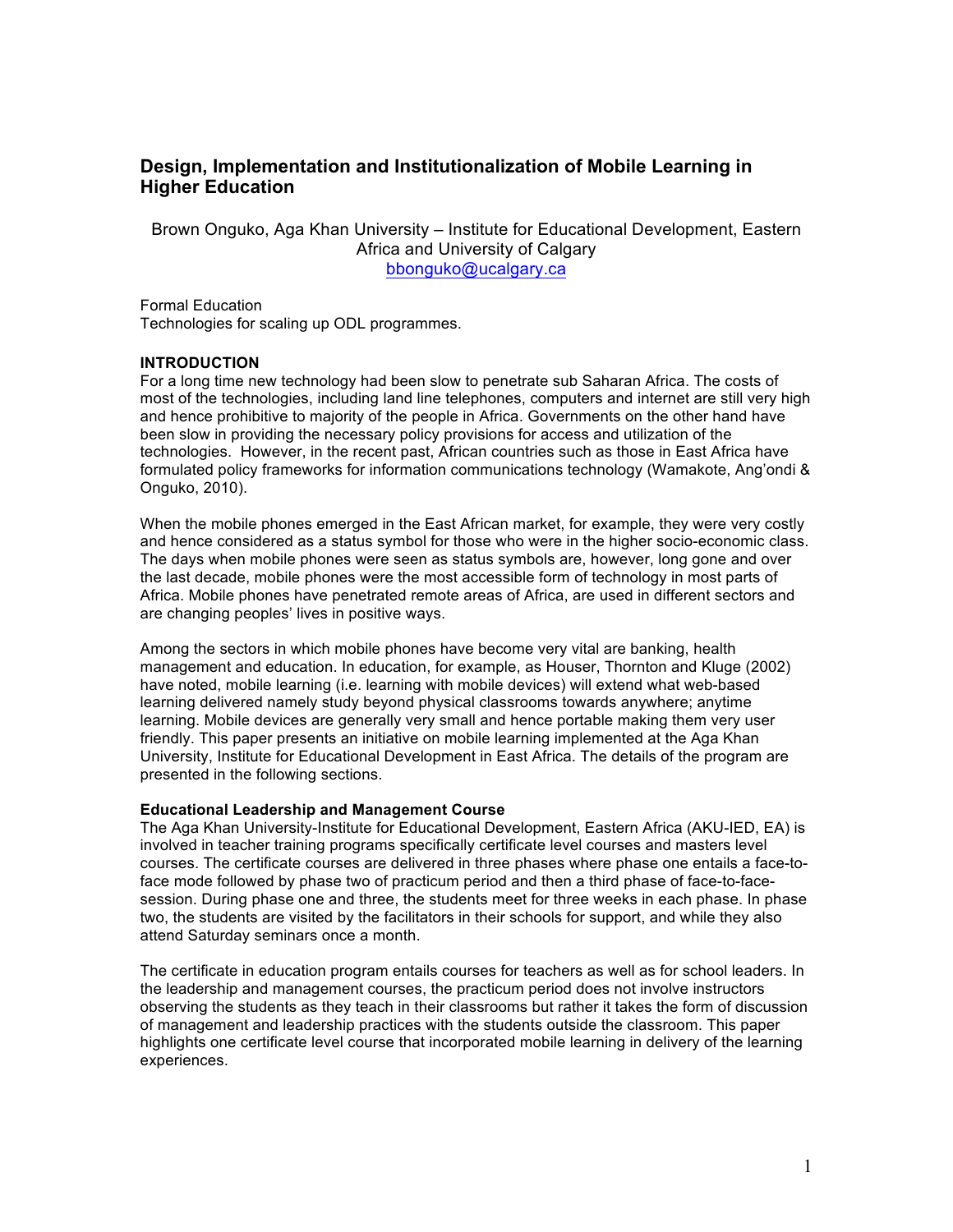# Design, Implementation and Institutionalization of Mobile Learning in Higher Education

Brown Onguko, Aga Khan University – Institute for Educational Development, Eastern Africa and University of Calgary
bbonguko@ucalgary.ca

Formal Education
Technologies for scaling up ODL programmes.

## INTRODUCTION

For a long time new technology had been slow to penetrate sub Saharan Africa. The costs of most of the technologies, including land line telephones, computers and internet are still very high and hence prohibitive to majority of the people in Africa. Governments on the other hand have been slow in providing the necessary policy provisions for access and utilization of the technologies. However, in the recent past, African countries such as those in East Africa have formulated policy frameworks for information communications technology (Wamakote, Ang'ondi & Onguko, 2010).

When the mobile phones emerged in the East African market, for example, they were very costly and hence considered as a status symbol for those who were in the higher socio-economic class. The days when mobile phones were seen as status symbols are, however, long gone and over the last decade, mobile phones were the most accessible form of technology in most parts of Africa. Mobile phones have penetrated remote areas of Africa, are used in different sectors and are changing peoples' lives in positive ways.

Among the sectors in which mobile phones have become very vital are banking, health management and education. In education, for example, as Houser, Thornton and Kluge (2002) have noted, mobile learning (i.e. learning with mobile devices) will extend what web-based learning delivered namely study beyond physical classrooms towards anywhere; anytime learning. Mobile devices are generally very small and hence portable making them very user friendly. This paper presents an initiative on mobile learning implemented at the Aga Khan University, Institute for Educational Development in East Africa. The details of the program are presented in the following sections.

### Educational Leadership and Management Course

The Aga Khan University-Institute for Educational Development, Eastern Africa (AKU-IED, EA) is involved in teacher training programs specifically certificate level courses and masters level courses. The certificate courses are delivered in three phases where phase one entails a face-to-face mode followed by phase two of practicum period and then a third phase of face-to-face-session. During phase one and three, the students meet for three weeks in each phase. In phase two, the students are visited by the facilitators in their schools for support, and while they also attend Saturday seminars once a month.

The certificate in education program entails courses for teachers as well as for school leaders. In the leadership and management courses, the practicum period does not involve instructors observing the students as they teach in their classrooms but rather it takes the form of discussion of management and leadership practices with the students outside the classroom. This paper highlights one certificate level course that incorporated mobile learning in delivery of the learning experiences.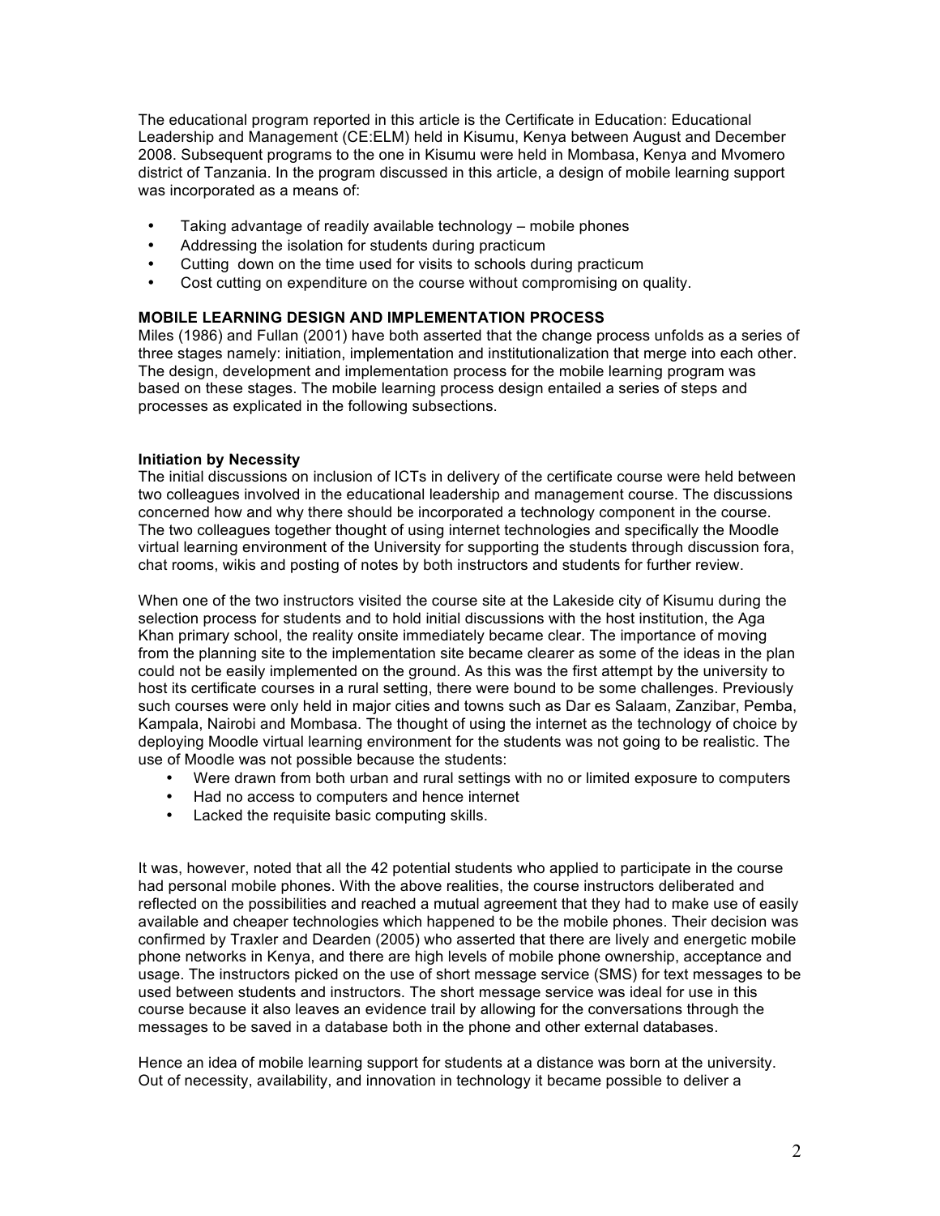The educational program reported in this article is the Certificate in Education: Educational Leadership and Management (CE:ELM) held in Kisumu, Kenya between August and December 2008. Subsequent programs to the one in Kisumu were held in Mombasa, Kenya and Mvomero district of Tanzania. In the program discussed in this article, a design of mobile learning support was incorporated as a means of:

- Taking advantage of readily available technology – mobile phones
- Addressing the isolation for students during practicum
- Cutting down on the time used for visits to schools during practicum
- Cost cutting on expenditure on the course without compromising on quality.

## MOBILE LEARNING DESIGN AND IMPLEMENTATION PROCESS

Miles (1986) and Fullan (2001) have both asserted that the change process unfolds as a series of three stages namely: initiation, implementation and institutionalization that merge into each other. The design, development and implementation process for the mobile learning program was based on these stages. The mobile learning process design entailed a series of steps and processes as explicated in the following subsections.

### Initiation by Necessity

The initial discussions on inclusion of ICTs in delivery of the certificate course were held between two colleagues involved in the educational leadership and management course. The discussions concerned how and why there should be incorporated a technology component in the course. The two colleagues together thought of using internet technologies and specifically the Moodle virtual learning environment of the University for supporting the students through discussion fora, chat rooms, wikis and posting of notes by both instructors and students for further review.

When one of the two instructors visited the course site at the Lakeside city of Kisumu during the selection process for students and to hold initial discussions with the host institution, the Aga Khan primary school, the reality onsite immediately became clear. The importance of moving from the planning site to the implementation site became clearer as some of the ideas in the plan could not be easily implemented on the ground. As this was the first attempt by the university to host its certificate courses in a rural setting, there were bound to be some challenges. Previously such courses were only held in major cities and towns such as Dar es Salaam, Zanzibar, Pemba, Kampala, Nairobi and Mombasa. The thought of using the internet as the technology of choice by deploying Moodle virtual learning environment for the students was not going to be realistic. The use of Moodle was not possible because the students:

- Were drawn from both urban and rural settings with no or limited exposure to computers
- Had no access to computers and hence internet
- Lacked the requisite basic computing skills.

It was, however, noted that all the 42 potential students who applied to participate in the course had personal mobile phones. With the above realities, the course instructors deliberated and reflected on the possibilities and reached a mutual agreement that they had to make use of easily available and cheaper technologies which happened to be the mobile phones. Their decision was confirmed by Traxler and Dearden (2005) who asserted that there are lively and energetic mobile phone networks in Kenya, and there are high levels of mobile phone ownership, acceptance and usage. The instructors picked on the use of short message service (SMS) for text messages to be used between students and instructors. The short message service was ideal for use in this course because it also leaves an evidence trail by allowing for the conversations through the messages to be saved in a database both in the phone and other external databases.

Hence an idea of mobile learning support for students at a distance was born at the university. Out of necessity, availability, and innovation in technology it became possible to deliver a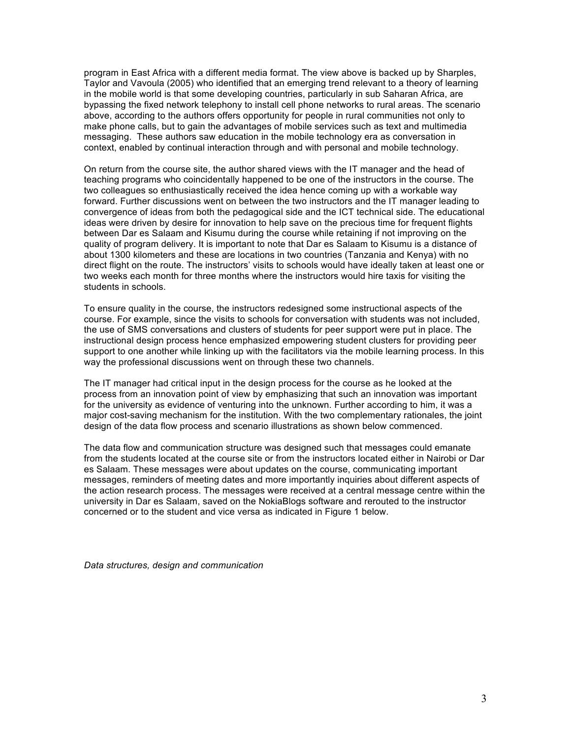program in East Africa with a different media format. The view above is backed up by Sharples, Taylor and Vavoula (2005) who identified that an emerging trend relevant to a theory of learning in the mobile world is that some developing countries, particularly in sub Saharan Africa, are bypassing the fixed network telephony to install cell phone networks to rural areas. The scenario above, according to the authors offers opportunity for people in rural communities not only to make phone calls, but to gain the advantages of mobile services such as text and multimedia messaging. These authors saw education in the mobile technology era as conversation in context, enabled by continual interaction through and with personal and mobile technology.

On return from the course site, the author shared views with the IT manager and the head of teaching programs who coincidentally happened to be one of the instructors in the course. The two colleagues so enthusiastically received the idea hence coming up with a workable way forward. Further discussions went on between the two instructors and the IT manager leading to convergence of ideas from both the pedagogical side and the ICT technical side. The educational ideas were driven by desire for innovation to help save on the precious time for frequent flights between Dar es Salaam and Kisumu during the course while retaining if not improving on the quality of program delivery. It is important to note that Dar es Salaam to Kisumu is a distance of about 1300 kilometers and these are locations in two countries (Tanzania and Kenya) with no direct flight on the route. The instructors' visits to schools would have ideally taken at least one or two weeks each month for three months where the instructors would hire taxis for visiting the students in schools.

To ensure quality in the course, the instructors redesigned some instructional aspects of the course. For example, since the visits to schools for conversation with students was not included, the use of SMS conversations and clusters of students for peer support were put in place. The instructional design process hence emphasized empowering student clusters for providing peer support to one another while linking up with the facilitators via the mobile learning process. In this way the professional discussions went on through these two channels.

The IT manager had critical input in the design process for the course as he looked at the process from an innovation point of view by emphasizing that such an innovation was important for the university as evidence of venturing into the unknown. Further according to him, it was a major cost-saving mechanism for the institution. With the two complementary rationales, the joint design of the data flow process and scenario illustrations as shown below commenced.

The data flow and communication structure was designed such that messages could emanate from the students located at the course site or from the instructors located either in Nairobi or Dar es Salaam. These messages were about updates on the course, communicating important messages, reminders of meeting dates and more importantly inquiries about different aspects of the action research process. The messages were received at a central message centre within the university in Dar es Salaam, saved on the NokiaBlogs software and rerouted to the instructor concerned or to the student and vice versa as indicated in Figure 1 below.

*Data structures, design and communication*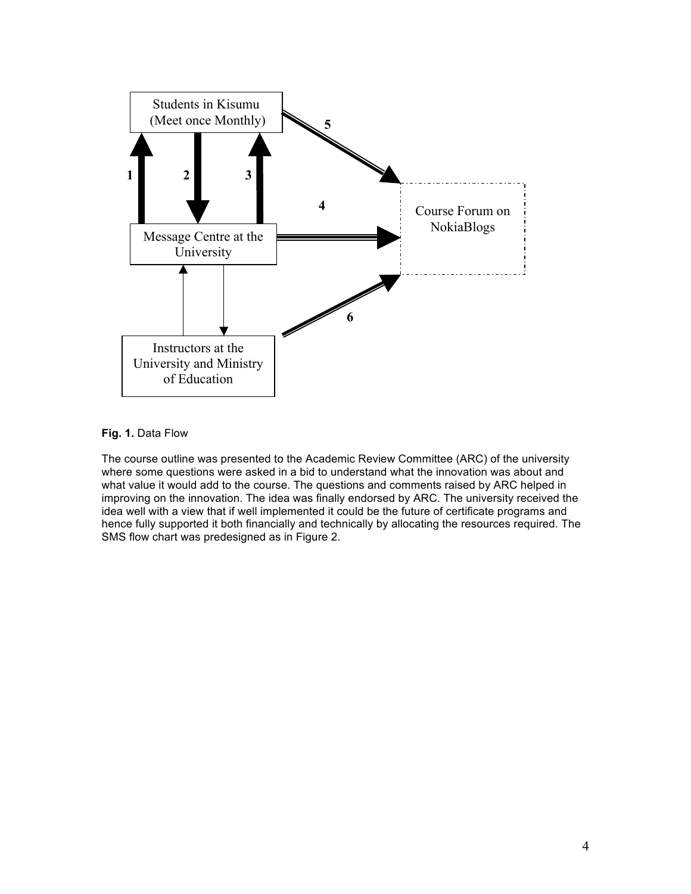**Fig. 1.** Data Flow

The course outline was presented to the Academic Review Committee (ARC) of the university where some questions were asked in a bid to understand what the innovation was about and what value it would add to the course. The questions and comments raised by ARC helped in improving on the innovation. The idea was finally endorsed by ARC. The university received the idea well with a view that if well implemented it could be the future of certificate programs and hence fully supported it both financially and technically by allocating the resources required. The SMS flow chart was predesigned as in Figure 2.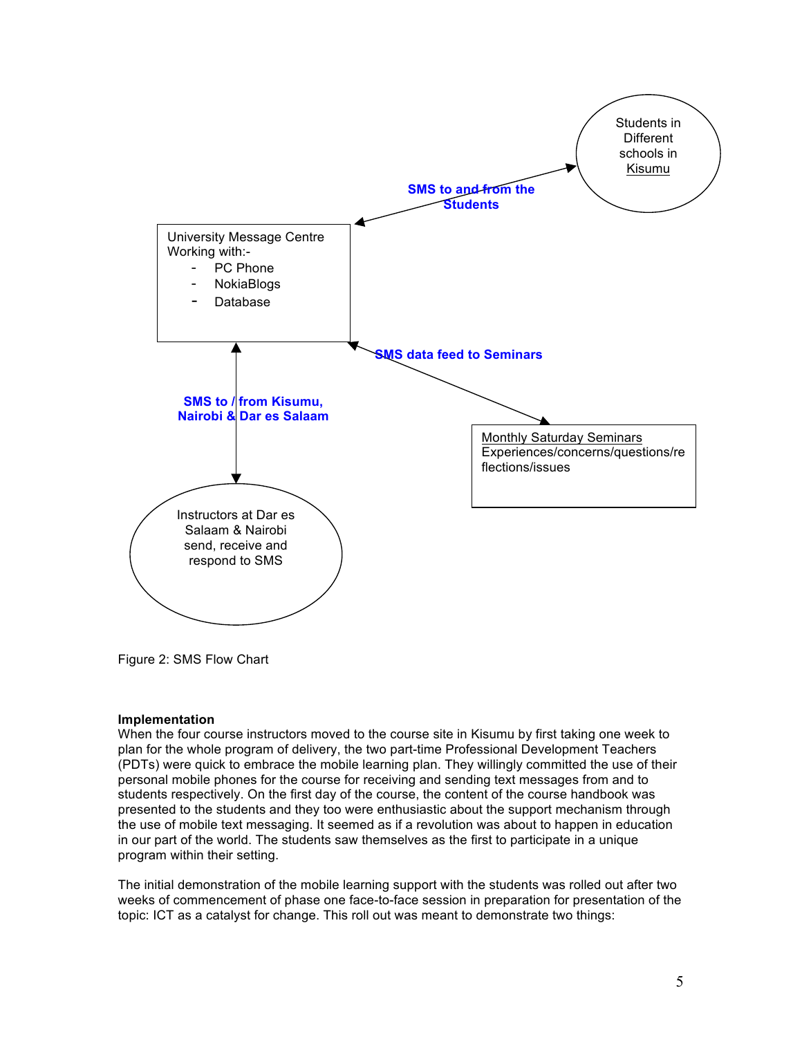Students in Different schools in Kisumu

SMS to and from the Students

University Message Centre Working with:-

- PC Phone
- NokiaBlogs
- Database

SMS data feed to Seminars

SMS to / from Kisumu, Nairobi & Dar es Salaam

Monthly Saturday Seminars
Experiences/concerns/questions/reflections/issues

Instructors at Dar es Salaam & Nairobi send, receive and respond to SMS

Figure 2: SMS Flow Chart

**Implementation**

When the four course instructors moved to the course site in Kisumu by first taking one week to plan for the whole program of delivery, the two part-time Professional Development Teachers (PDTs) were quick to embrace the mobile learning plan. They willingly committed the use of their personal mobile phones for the course for receiving and sending text messages from and to students respectively. On the first day of the course, the content of the course handbook was presented to the students and they too were enthusiastic about the support mechanism through the use of mobile text messaging. It seemed as if a revolution was about to happen in education in our part of the world. The students saw themselves as the first to participate in a unique program within their setting.

The initial demonstration of the mobile learning support with the students was rolled out after two weeks of commencement of phase one face-to-face session in preparation for presentation of the topic: ICT as a catalyst for change. This roll out was meant to demonstrate two things: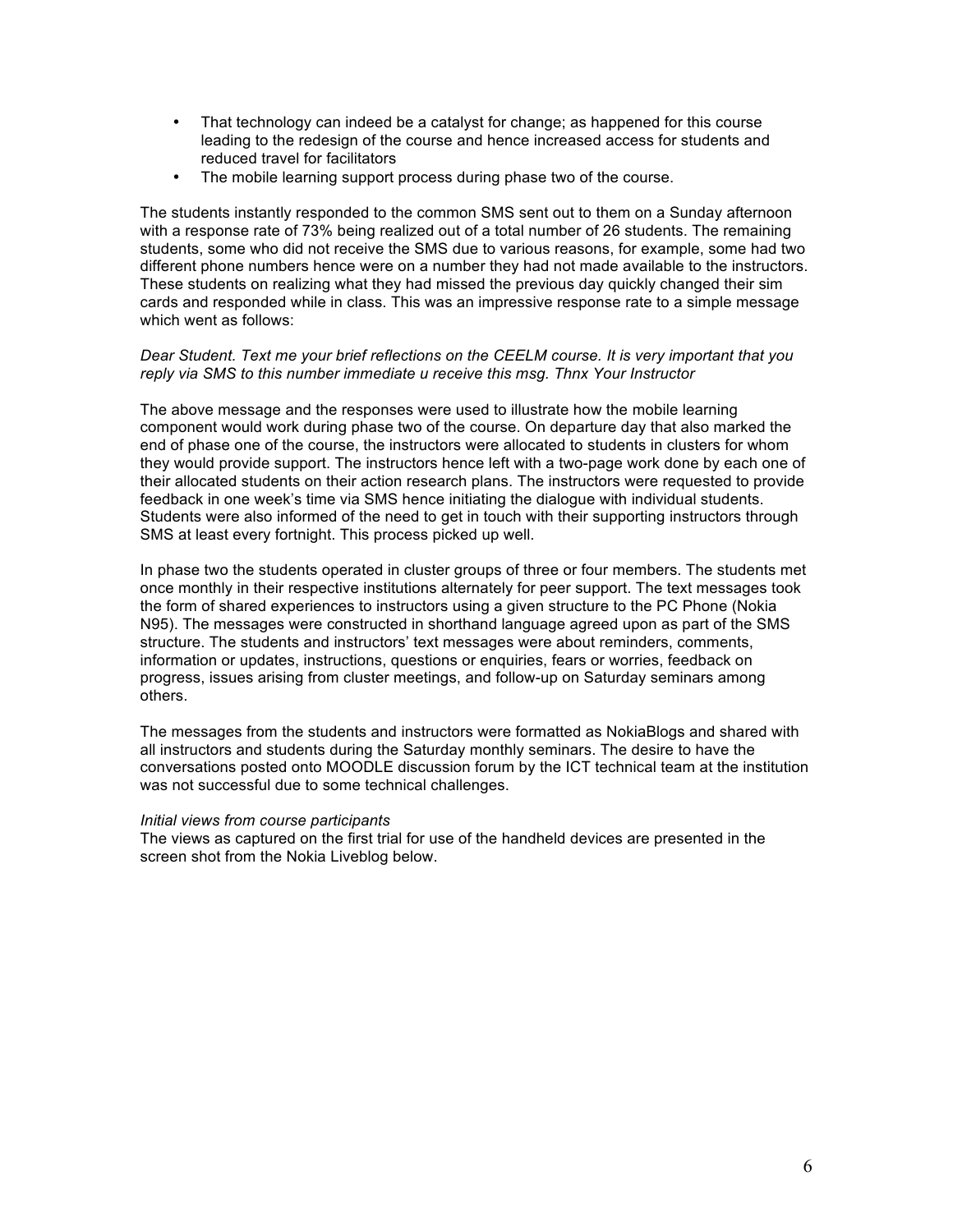- That technology can indeed be a catalyst for change; as happened for this course leading to the redesign of the course and hence increased access for students and reduced travel for facilitators
- The mobile learning support process during phase two of the course.

The students instantly responded to the common SMS sent out to them on a Sunday afternoon with a response rate of 73% being realized out of a total number of 26 students. The remaining students, some who did not receive the SMS due to various reasons, for example, some had two different phone numbers hence were on a number they had not made available to the instructors. These students on realizing what they had missed the previous day quickly changed their sim cards and responded while in class. This was an impressive response rate to a simple message which went as follows:

*Dear Student. Text me your brief reflections on the CEELM course. It is very important that you reply via SMS to this number immediate u receive this msg. Thnx Your Instructor*

The above message and the responses were used to illustrate how the mobile learning component would work during phase two of the course. On departure day that also marked the end of phase one of the course, the instructors were allocated to students in clusters for whom they would provide support. The instructors hence left with a two-page work done by each one of their allocated students on their action research plans. The instructors were requested to provide feedback in one week's time via SMS hence initiating the dialogue with individual students. Students were also informed of the need to get in touch with their supporting instructors through SMS at least every fortnight. This process picked up well.

In phase two the students operated in cluster groups of three or four members. The students met once monthly in their respective institutions alternately for peer support. The text messages took the form of shared experiences to instructors using a given structure to the PC Phone (Nokia N95). The messages were constructed in shorthand language agreed upon as part of the SMS structure. The students and instructors' text messages were about reminders, comments, information or updates, instructions, questions or enquiries, fears or worries, feedback on progress, issues arising from cluster meetings, and follow-up on Saturday seminars among others.

The messages from the students and instructors were formatted as NokiaBlogs and shared with all instructors and students during the Saturday monthly seminars. The desire to have the conversations posted onto MOODLE discussion forum by the ICT technical team at the institution was not successful due to some technical challenges.

*Initial views from course participants*

The views as captured on the first trial for use of the handheld devices are presented in the screen shot from the Nokia Liveblog below.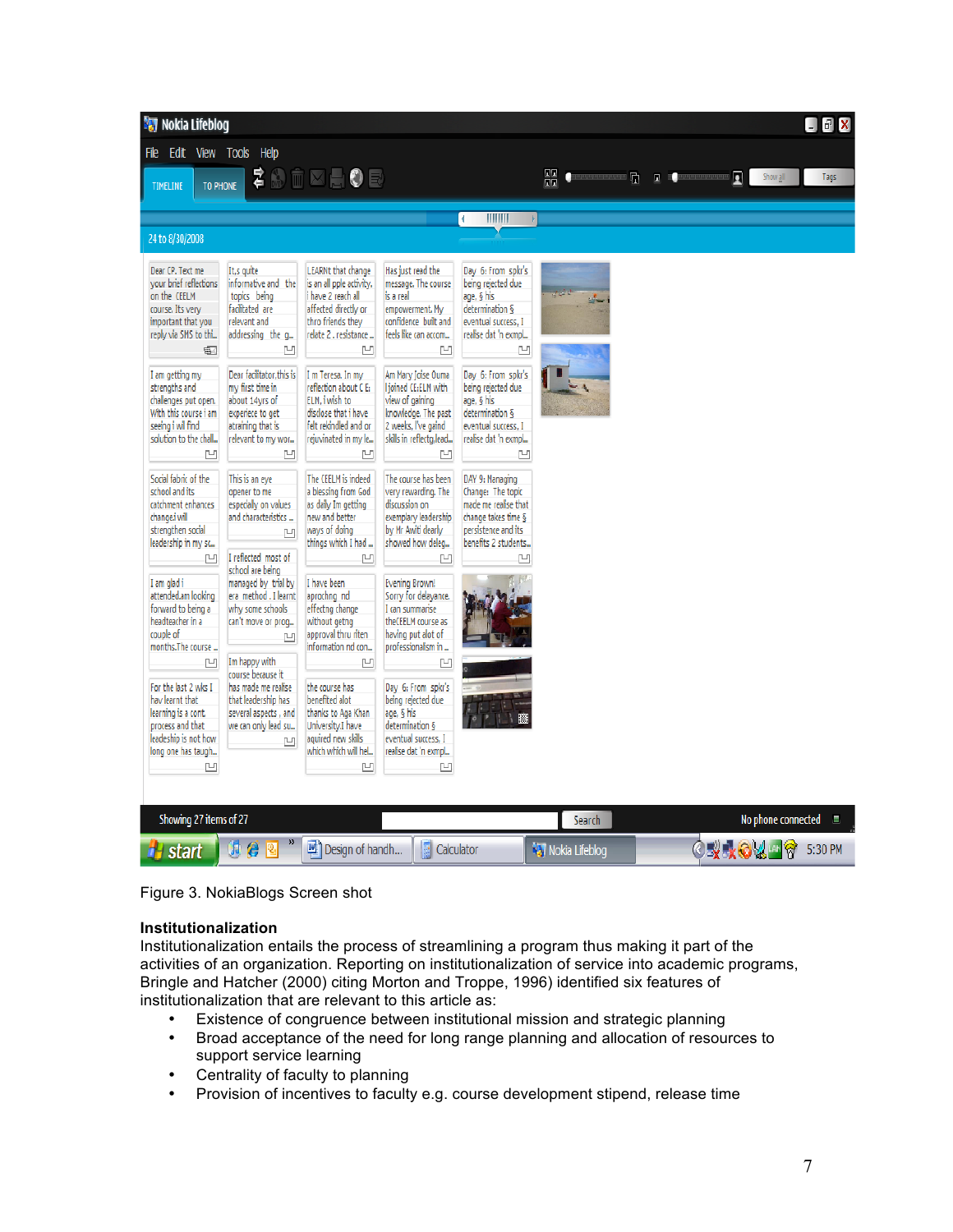Figure 3. NokiaBlogs Screen shot

**Institutionalization**

Institutionalization entails the process of streamlining a program thus making it part of the activities of an organization. Reporting on institutionalization of service into academic programs, Bringle and Hatcher (2000) citing Morton and Troppe, 1996) identified six features of institutionalization that are relevant to this article as:

- Existence of congruence between institutional mission and strategic planning
- Broad acceptance of the need for long range planning and allocation of resources to support service learning
- Centrality of faculty to planning
- Provision of incentives to faculty e.g. course development stipend, release time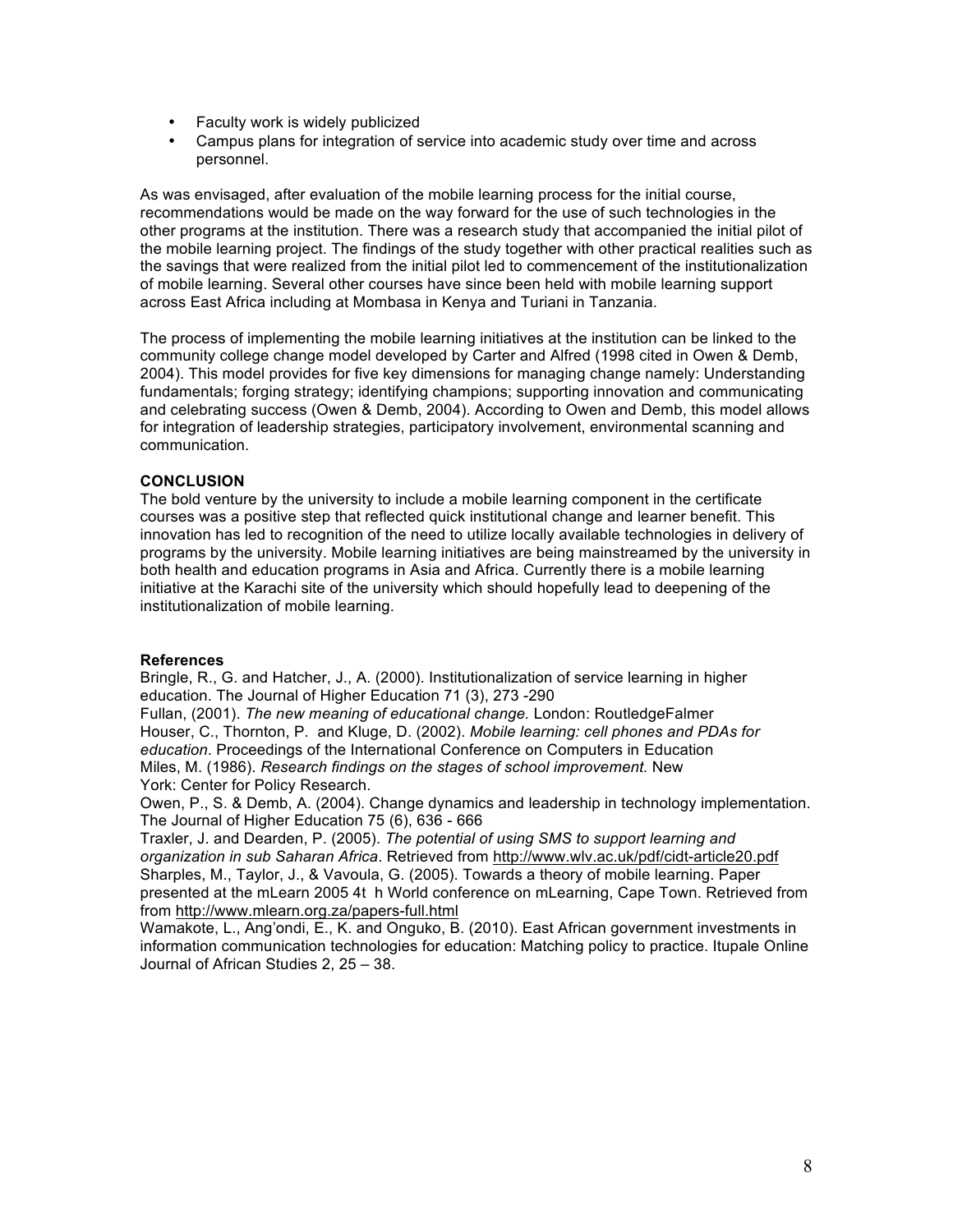- Faculty work is widely publicized
- Campus plans for integration of service into academic study over time and across personnel.

As was envisaged, after evaluation of the mobile learning process for the initial course, recommendations would be made on the way forward for the use of such technologies in the other programs at the institution. There was a research study that accompanied the initial pilot of the mobile learning project. The findings of the study together with other practical realities such as the savings that were realized from the initial pilot led to commencement of the institutionalization of mobile learning. Several other courses have since been held with mobile learning support across East Africa including at Mombasa in Kenya and Turiani in Tanzania.

The process of implementing the mobile learning initiatives at the institution can be linked to the community college change model developed by Carter and Alfred (1998 cited in Owen & Demb, 2004). This model provides for five key dimensions for managing change namely: Understanding fundamentals; forging strategy; identifying champions; supporting innovation and communicating and celebrating success (Owen & Demb, 2004). According to Owen and Demb, this model allows for integration of leadership strategies, participatory involvement, environmental scanning and communication.

## CONCLUSION

The bold venture by the university to include a mobile learning component in the certificate courses was a positive step that reflected quick institutional change and learner benefit. This innovation has led to recognition of the need to utilize locally available technologies in delivery of programs by the university. Mobile learning initiatives are being mainstreamed by the university in both health and education programs in Asia and Africa. Currently there is a mobile learning initiative at the Karachi site of the university which should hopefully lead to deepening of the institutionalization of mobile learning.

## References

Bringle, R., G. and Hatcher, J., A. (2000). Institutionalization of service learning in higher education. The Journal of Higher Education 71 (3), 273 -290

Fullan, (2001). *The new meaning of educational change.* London: RoutledgeFalmer

Houser, C., Thornton, P. and Kluge, D. (2002). *Mobile learning: cell phones and PDAs for education*. Proceedings of the International Conference on Computers in Education

Miles, M. (1986). *Research findings on the stages of school improvement.* New York: Center for Policy Research.

Owen, P., S. & Demb, A. (2004). Change dynamics and leadership in technology implementation. The Journal of Higher Education 75 (6), 636 - 666

Traxler, J. and Dearden, P. (2005). *The potential of using SMS to support learning and organization in sub Saharan Africa*. Retrieved from http://www.wlv.ac.uk/pdf/cidt-article20.pdf

Sharples, M., Taylor, J., & Vavoula, G. (2005). Towards a theory of mobile learning. Paper presented at the mLearn 2005 4t h World conference on mLearning, Cape Town. Retrieved from from http://www.mlearn.org.za/papers-full.html

Wamakote, L., Ang'ondi, E., K. and Onguko, B. (2010). East African government investments in information communication technologies for education: Matching policy to practice. Itupale Online Journal of African Studies 2, 25 – 38.